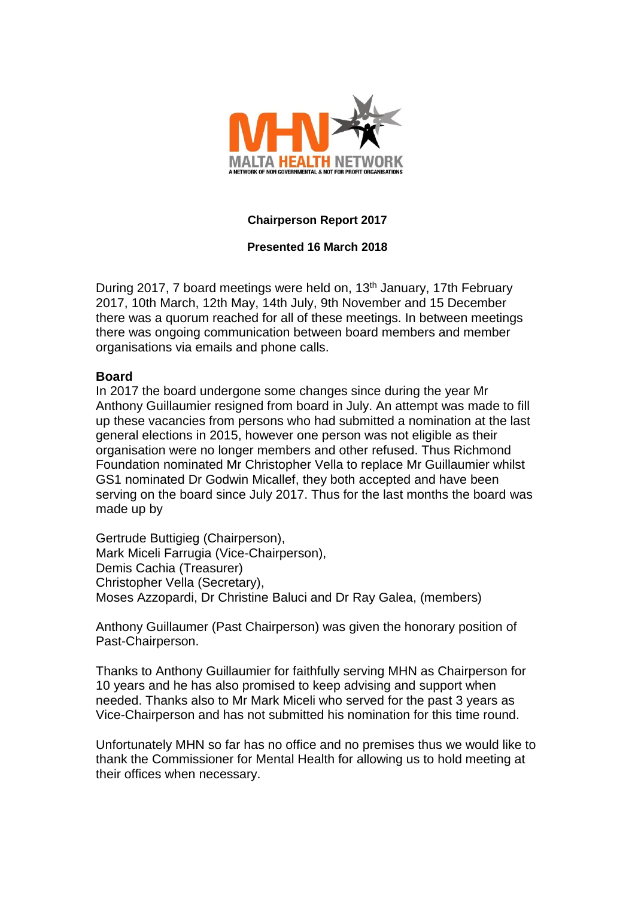**Chairperson Report 2017**

**Presented 16 March 2018**

During 2017, 7 board meetings were held on, 13th January, 17th February 2017, 10th March, 12th May, 14th July, 9th November and 15 December there was a quorum reached for all of these meetings. In between meetings there was ongoing communication between board members and member organisations via emails and phone calls.

**Board**

In 2017 the board undergone some changes since during the year Mr Anthony Guillaumier resigned from board in July. An attempt was made to fill up these vacancies from persons who had submitted a nomination at the last general elections in 2015, however one person was not eligible as their organisation were no longer members and other refused. Thus Richmond Foundation nominated Mr Christopher Vella to replace Mr Guillaumier whilst GS1 nominated Dr Godwin Micallef, they both accepted and have been serving on the board since July 2017. Thus for the last months the board was made up by

Gertrude Buttigieg (Chairperson),
Mark Miceli Farrugia (Vice-Chairperson),
Demis Cachia (Treasurer)
Christopher Vella (Secretary),
Moses Azzopardi, Dr Christine Baluci and Dr Ray Galea, (members)

Anthony Guillaumer (Past Chairperson) was given the honorary position of Past-Chairperson.

Thanks to Anthony Guillaumier for faithfully serving MHN as Chairperson for 10 years and he has also promised to keep advising and support when needed. Thanks also to Mr Mark Miceli who served for the past 3 years as Vice-Chairperson and has not submitted his nomination for this time round.

Unfortunately MHN so far has no office and no premises thus we would like to thank the Commissioner for Mental Health for allowing us to hold meeting at their offices when necessary.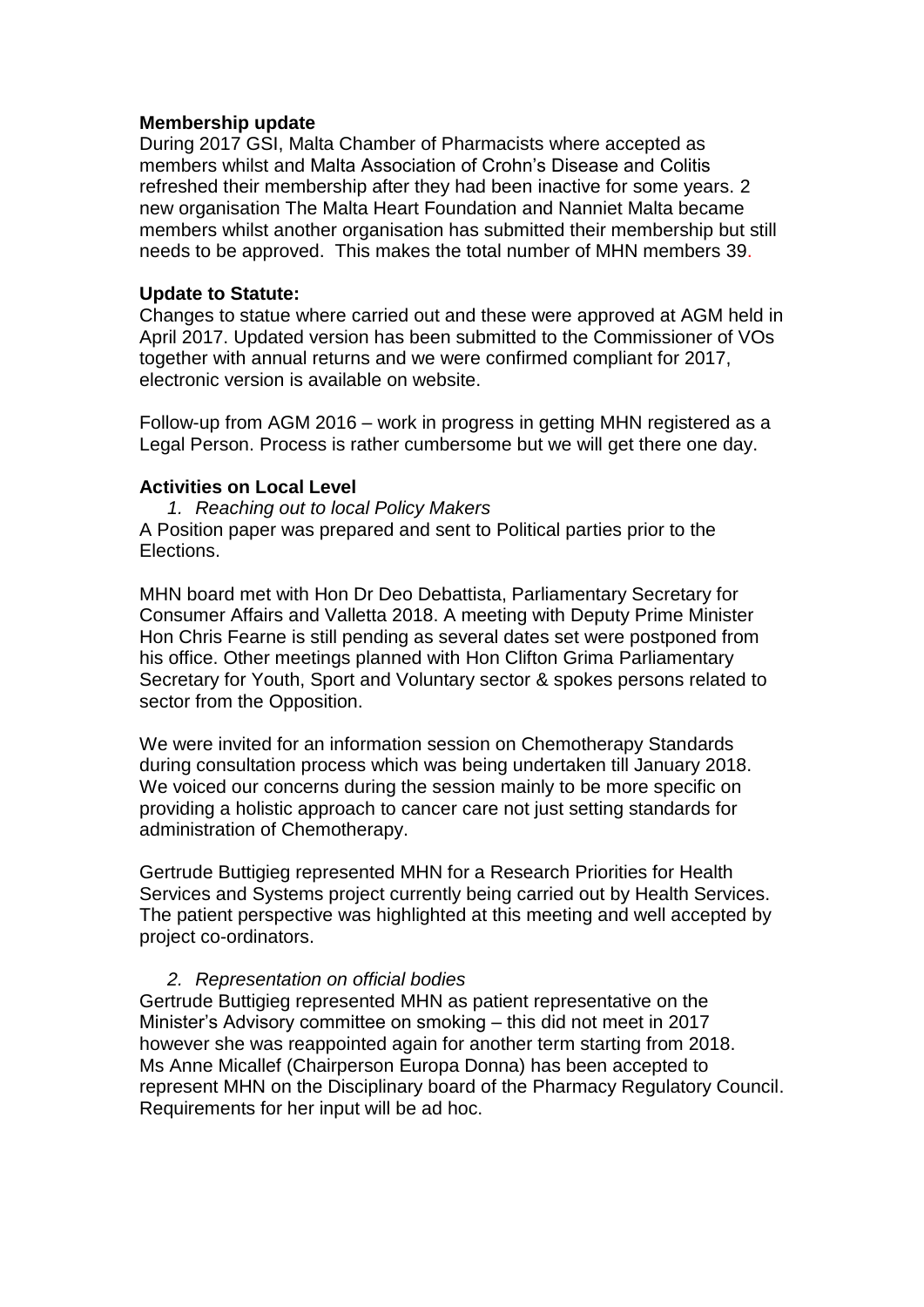**Membership update**

During 2017 GSI, Malta Chamber of Pharmacists where accepted as members whilst and Malta Association of Crohn's Disease and Colitis refreshed their membership after they had been inactive for some years. 2 new organisation The Malta Heart Foundation and Nanniet Malta became members whilst another organisation has submitted their membership but still needs to be approved. This makes the total number of MHN members 39.

**Update to Statute:**

Changes to statue where carried out and these were approved at AGM held in April 2017. Updated version has been submitted to the Commissioner of VOs together with annual returns and we were confirmed compliant for 2017, electronic version is available on website.

Follow-up from AGM 2016 – work in progress in getting MHN registered as a Legal Person. Process is rather cumbersome but we will get there one day.

**Activities on Local Level**

1. *Reaching out to local Policy Makers*

A Position paper was prepared and sent to Political parties prior to the Elections.

MHN board met with Hon Dr Deo Debattista, Parliamentary Secretary for Consumer Affairs and Valletta 2018. A meeting with Deputy Prime Minister Hon Chris Fearne is still pending as several dates set were postponed from his office. Other meetings planned with Hon Clifton Grima Parliamentary Secretary for Youth, Sport and Voluntary sector & spokes persons related to sector from the Opposition.

We were invited for an information session on Chemotherapy Standards during consultation process which was being undertaken till January 2018. We voiced our concerns during the session mainly to be more specific on providing a holistic approach to cancer care not just setting standards for administration of Chemotherapy.

Gertrude Buttigieg represented MHN for a Research Priorities for Health Services and Systems project currently being carried out by Health Services. The patient perspective was highlighted at this meeting and well accepted by project co-ordinators.

2. *Representation on official bodies*

Gertrude Buttigieg represented MHN as patient representative on the Minister's Advisory committee on smoking – this did not meet in 2017 however she was reappointed again for another term starting from 2018. Ms Anne Micallef (Chairperson Europa Donna) has been accepted to represent MHN on the Disciplinary board of the Pharmacy Regulatory Council. Requirements for her input will be ad hoc.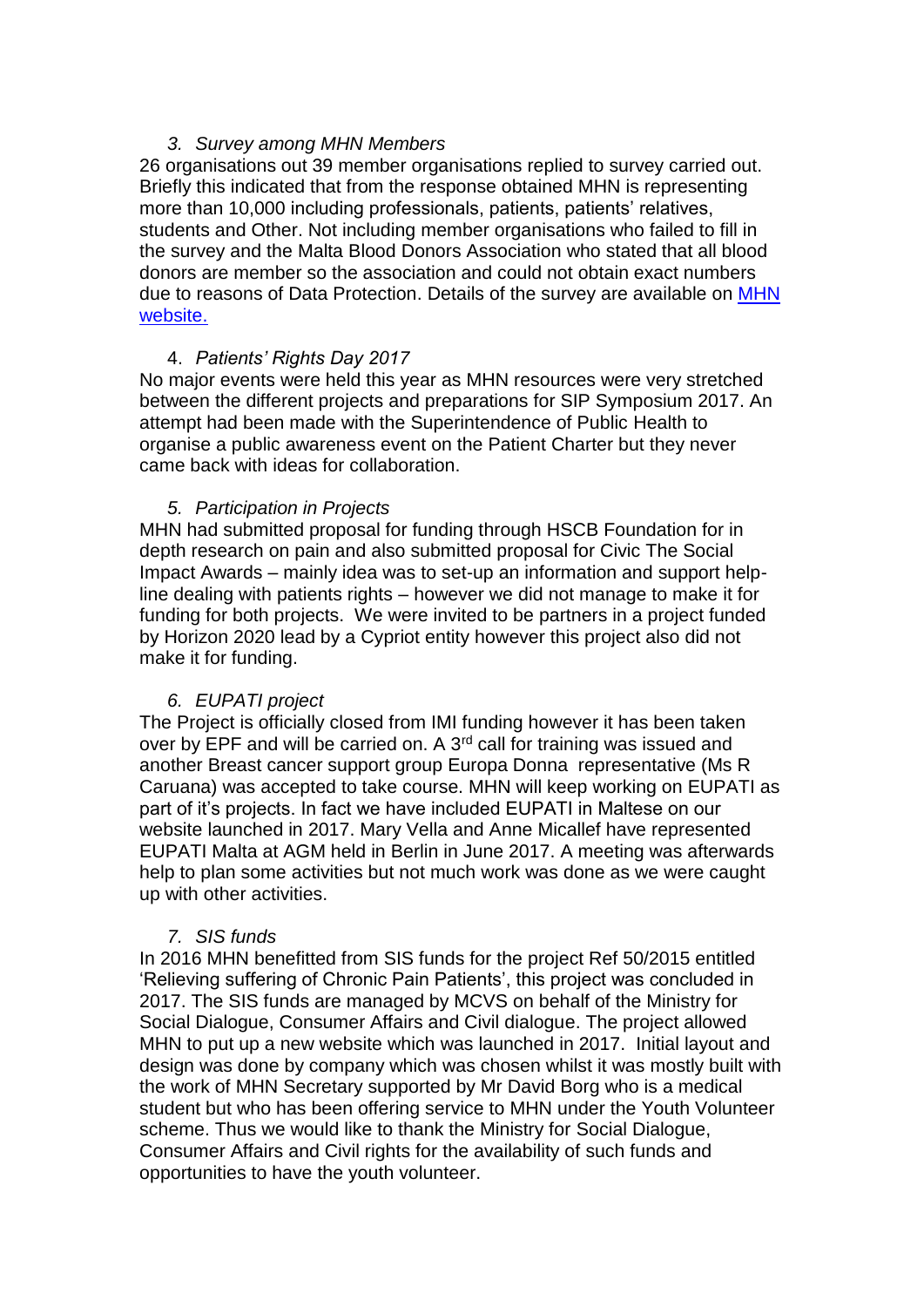3. *Survey among MHN Members*

26 organisations out 39 member organisations replied to survey carried out. Briefly this indicated that from the response obtained MHN is representing more than 10,000 including professionals, patients, patients' relatives, students and Other. Not including member organisations who failed to fill in the survey and the Malta Blood Donors Association who stated that all blood donors are member so the association and could not obtain exact numbers due to reasons of Data Protection. Details of the survey are available on [MHN website.]()

4. *Patients' Rights Day 2017*

No major events were held this year as MHN resources were very stretched between the different projects and preparations for SIP Symposium 2017. An attempt had been made with the Superintendence of Public Health to organise a public awareness event on the Patient Charter but they never came back with ideas for collaboration.

5. *Participation in Projects*

MHN had submitted proposal for funding through HSCB Foundation for in depth research on pain and also submitted proposal for Civic The Social Impact Awards – mainly idea was to set-up an information and support help-line dealing with patients rights – however we did not manage to make it for funding for both projects. We were invited to be partners in a project funded by Horizon 2020 lead by a Cypriot entity however this project also did not make it for funding.

6. *EUPATI project*

The Project is officially closed from IMI funding however it has been taken over by EPF and will be carried on. A 3rd call for training was issued and another Breast cancer support group Europa Donna representative (Ms R Caruana) was accepted to take course. MHN will keep working on EUPATI as part of it's projects. In fact we have included EUPATI in Maltese on our website launched in 2017. Mary Vella and Anne Micallef have represented EUPATI Malta at AGM held in Berlin in June 2017. A meeting was afterwards help to plan some activities but not much work was done as we were caught up with other activities.

7. *SIS funds*

In 2016 MHN benefitted from SIS funds for the project Ref 50/2015 entitled 'Relieving suffering of Chronic Pain Patients', this project was concluded in 2017. The SIS funds are managed by MCVS on behalf of the Ministry for Social Dialogue, Consumer Affairs and Civil dialogue. The project allowed MHN to put up a new website which was launched in 2017. Initial layout and design was done by company which was chosen whilst it was mostly built with the work of MHN Secretary supported by Mr David Borg who is a medical student but who has been offering service to MHN under the Youth Volunteer scheme. Thus we would like to thank the Ministry for Social Dialogue, Consumer Affairs and Civil rights for the availability of such funds and opportunities to have the youth volunteer.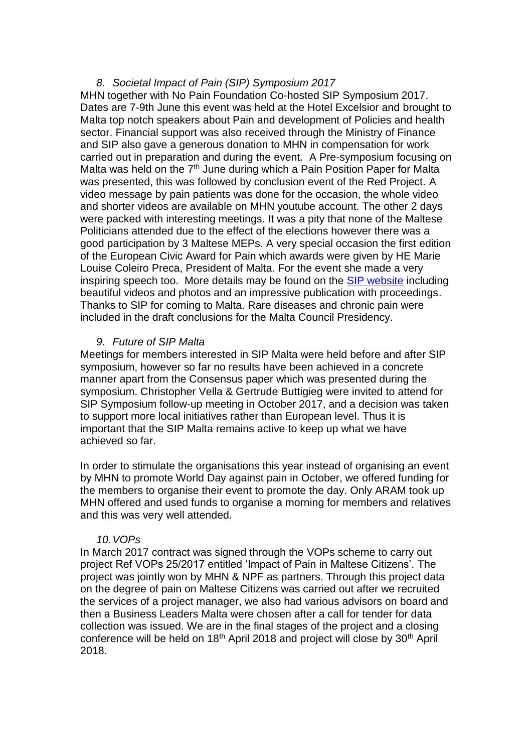*8. Societal Impact of Pain (SIP) Symposium 2017*

MHN together with No Pain Foundation Co-hosted SIP Symposium 2017. Dates are 7-9th June this event was held at the Hotel Excelsior and brought to Malta top notch speakers about Pain and development of Policies and health sector. Financial support was also received through the Ministry of Finance and SIP also gave a generous donation to MHN in compensation for work carried out in preparation and during the event. A Pre-symposium focusing on Malta was held on the 7th June during which a Pain Position Paper for Malta was presented, this was followed by conclusion event of the Red Project. A video message by pain patients was done for the occasion, the whole video and shorter videos are available on MHN youtube account. The other 2 days were packed with interesting meetings. It was a pity that none of the Maltese Politicians attended due to the effect of the elections however there was a good participation by 3 Maltese MEPs. A very special occasion the first edition of the European Civic Award for Pain which awards were given by HE Marie Louise Coleiro Preca, President of Malta. For the event she made a very inspiring speech too. More details may be found on the SIP website including beautiful videos and photos and an impressive publication with proceedings. Thanks to SIP for coming to Malta. Rare diseases and chronic pain were included in the draft conclusions for the Malta Council Presidency.

*9. Future of SIP Malta*

Meetings for members interested in SIP Malta were held before and after SIP symposium, however so far no results have been achieved in a concrete manner apart from the Consensus paper which was presented during the symposium. Christopher Vella & Gertrude Buttigieg were invited to attend for SIP Symposium follow-up meeting in October 2017, and a decision was taken to support more local initiatives rather than European level. Thus it is important that the SIP Malta remains active to keep up what we have achieved so far.

In order to stimulate the organisations this year instead of organising an event by MHN to promote World Day against pain in October, we offered funding for the members to organise their event to promote the day. Only ARAM took up MHN offered and used funds to organise a morning for members and relatives and this was very well attended.

*10. VOPs*

In March 2017 contract was signed through the VOPs scheme to carry out project Ref VOPs 25/2017 entitled 'Impact of Pain in Maltese Citizens'. The project was jointly won by MHN & NPF as partners. Through this project data on the degree of pain on Maltese Citizens was carried out after we recruited the services of a project manager, we also had various advisors on board and then a Business Leaders Malta were chosen after a call for tender for data collection was issued. We are in the final stages of the project and a closing conference will be held on 18th April 2018 and project will close by 30th April 2018.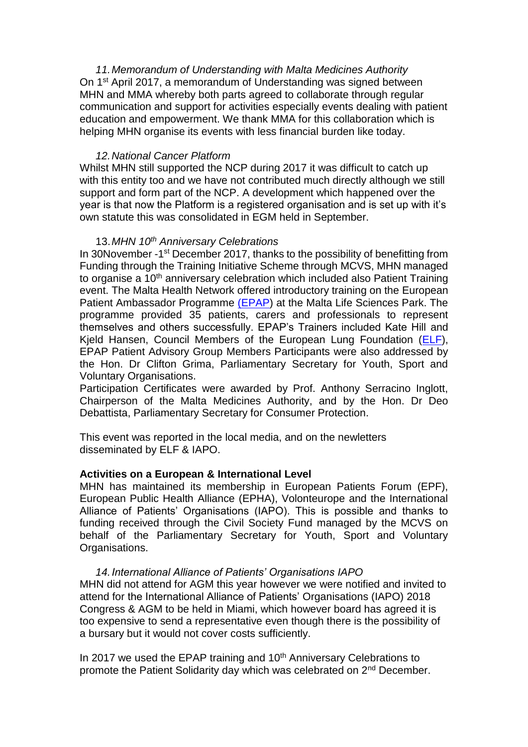*11. Memorandum of Understanding with Malta Medicines Authority*

On 1st April 2017, a memorandum of Understanding was signed between MHN and MMA whereby both parts agreed to collaborate through regular communication and support for activities especially events dealing with patient education and empowerment. We thank MMA for this collaboration which is helping MHN organise its events with less financial burden like today.

*12. National Cancer Platform*

Whilst MHN still supported the NCP during 2017 it was difficult to catch up with this entity too and we have not contributed much directly although we still support and form part of the NCP. A development which happened over the year is that now the Platform is a registered organisation and is set up with it's own statute this was consolidated in EGM held in September.

13. *MHN 10th Anniversary Celebrations*

In 30November -1st December 2017, thanks to the possibility of benefitting from Funding through the Training Initiative Scheme through MCVS, MHN managed to organise a 10th anniversary celebration which included also Patient Training event. The Malta Health Network offered introductory training on the European Patient Ambassador Programme (EPAP) at the Malta Life Sciences Park. The programme provided 35 patients, carers and professionals to represent themselves and others successfully. EPAP's Trainers included Kate Hill and Kjeld Hansen, Council Members of the European Lung Foundation (ELF), EPAP Patient Advisory Group Members Participants were also addressed by the Hon. Dr Clifton Grima, Parliamentary Secretary for Youth, Sport and Voluntary Organisations.

Participation Certificates were awarded by Prof. Anthony Serracino Inglott, Chairperson of the Malta Medicines Authority, and by the Hon. Dr Deo Debattista, Parliamentary Secretary for Consumer Protection.

This event was reported in the local media, and on the newletters disseminated by ELF & IAPO.

**Activities on a European & International Level**

MHN has maintained its membership in European Patients Forum (EPF), European Public Health Alliance (EPHA), Volonteurope and the International Alliance of Patients' Organisations (IAPO). This is possible and thanks to funding received through the Civil Society Fund managed by the MCVS on behalf of the Parliamentary Secretary for Youth, Sport and Voluntary Organisations.

*14. International Alliance of Patients' Organisations IAPO*

MHN did not attend for AGM this year however we were notified and invited to attend for the International Alliance of Patients' Organisations (IAPO) 2018 Congress & AGM to be held in Miami, which however board has agreed it is too expensive to send a representative even though there is the possibility of a bursary but it would not cover costs sufficiently.

In 2017 we used the EPAP training and 10th Anniversary Celebrations to promote the Patient Solidarity day which was celebrated on 2nd December.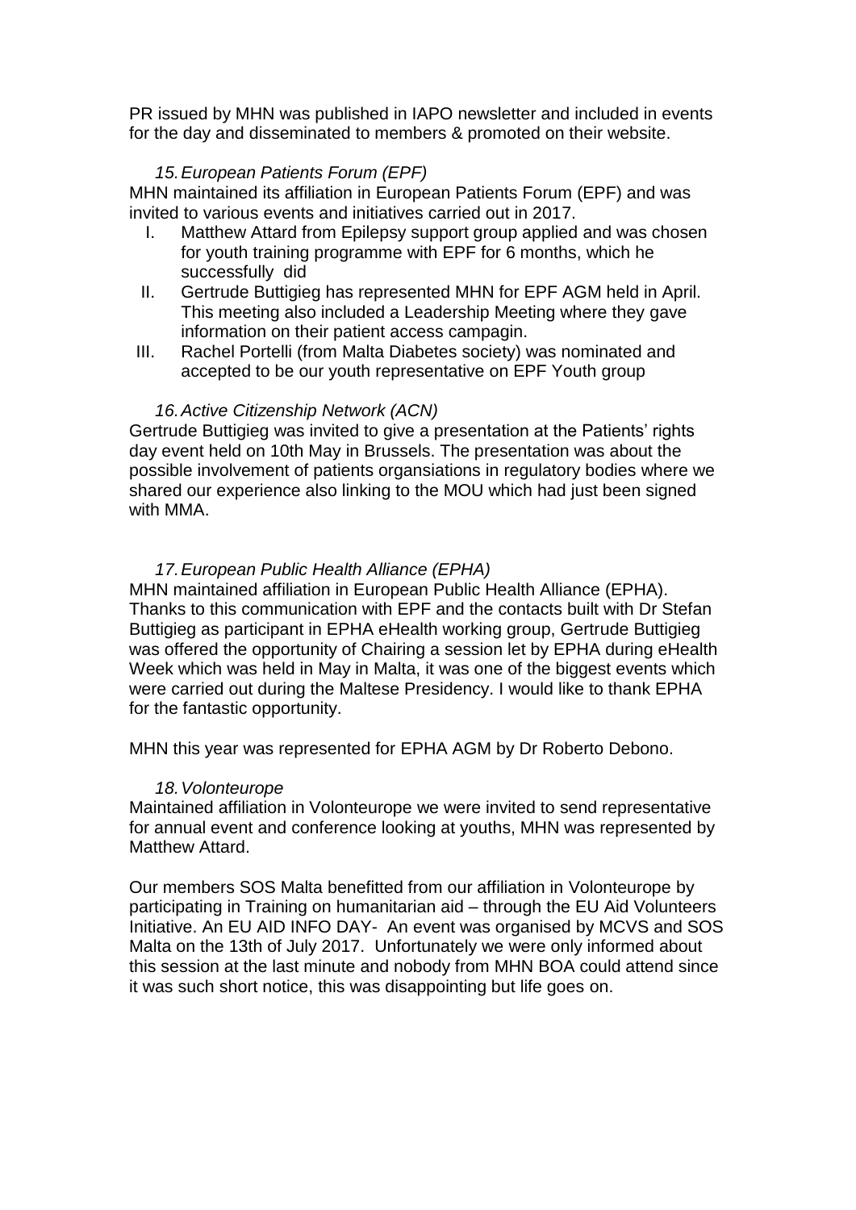PR issued by MHN was published in IAPO newsletter and included in events for the day and disseminated to members & promoted on their website.

### *15. European Patients Forum (EPF)*

MHN maintained its affiliation in European Patients Forum (EPF) and was invited to various events and initiatives carried out in 2017.

I. Matthew Attard from Epilepsy support group applied and was chosen for youth training programme with EPF for 6 months, which he successfully did
II. Gertrude Buttigieg has represented MHN for EPF AGM held in April. This meeting also included a Leadership Meeting where they gave information on their patient access campagin.
III. Rachel Portelli (from Malta Diabetes society) was nominated and accepted to be our youth representative on EPF Youth group

### *16. Active Citizenship Network (ACN)*

Gertrude Buttigieg was invited to give a presentation at the Patients' rights day event held on 10th May in Brussels. The presentation was about the possible involvement of patients organsiations in regulatory bodies where we shared our experience also linking to the MOU which had just been signed with MMA.

### *17. European Public Health Alliance (EPHA)*

MHN maintained affiliation in European Public Health Alliance (EPHA). Thanks to this communication with EPF and the contacts built with Dr Stefan Buttigieg as participant in EPHA eHealth working group, Gertrude Buttigieg was offered the opportunity of Chairing a session let by EPHA during eHealth Week which was held in May in Malta, it was one of the biggest events which were carried out during the Maltese Presidency. I would like to thank EPHA for the fantastic opportunity.

MHN this year was represented for EPHA AGM by Dr Roberto Debono.

### *18. Volonteurope*

Maintained affiliation in Volonteurope we were invited to send representative for annual event and conference looking at youths, MHN was represented by Matthew Attard.

Our members SOS Malta benefitted from our affiliation in Volonteurope by participating in Training on humanitarian aid – through the EU Aid Volunteers Initiative. An EU AID INFO DAY- An event was organised by MCVS and SOS Malta on the 13th of July 2017. Unfortunately we were only informed about this session at the last minute and nobody from MHN BOA could attend since it was such short notice, this was disappointing but life goes on.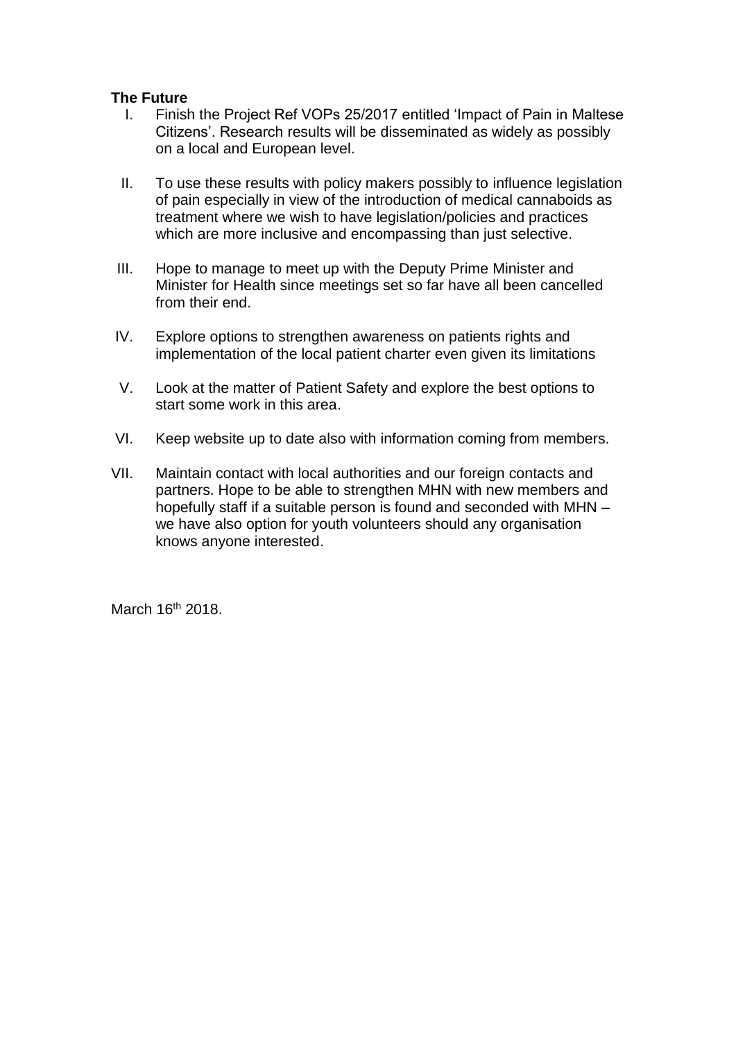**The Future**

I. Finish the Project Ref VOPs 25/2017 entitled 'Impact of Pain in Maltese Citizens'. Research results will be disseminated as widely as possibly on a local and European level.

II. To use these results with policy makers possibly to influence legislation of pain especially in view of the introduction of medical cannaboids as treatment where we wish to have legislation/policies and practices which are more inclusive and encompassing than just selective.

III. Hope to manage to meet up with the Deputy Prime Minister and Minister for Health since meetings set so far have all been cancelled from their end.

IV. Explore options to strengthen awareness on patients rights and implementation of the local patient charter even given its limitations

V. Look at the matter of Patient Safety and explore the best options to start some work in this area.

VI. Keep website up to date also with information coming from members.

VII. Maintain contact with local authorities and our foreign contacts and partners. Hope to be able to strengthen MHN with new members and hopefully staff if a suitable person is found and seconded with MHN – we have also option for youth volunteers should any organisation knows anyone interested.

March 16th 2018.